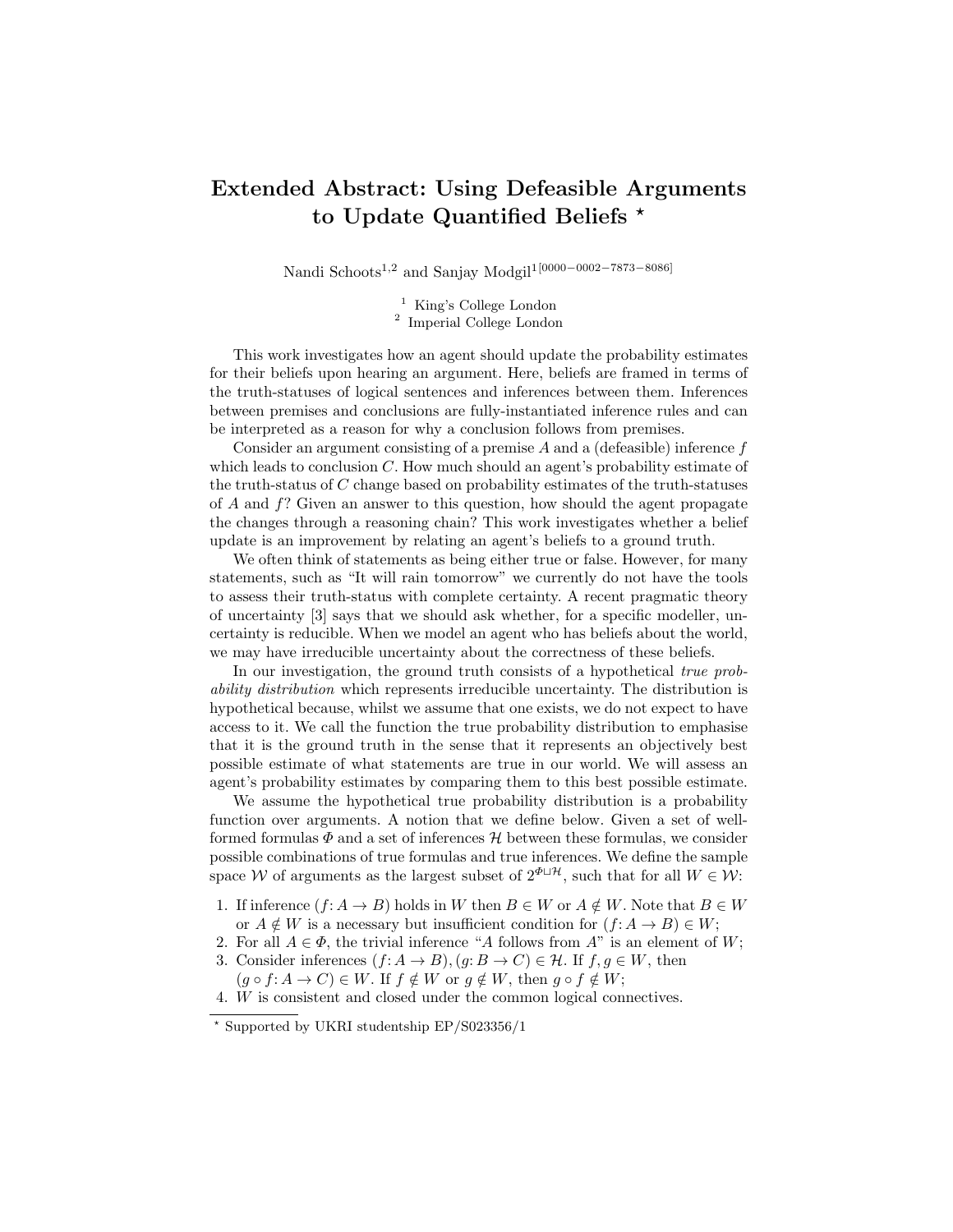# Extended Abstract: Using Defeasible Arguments to Update Quantified Beliefs *

Nandi Schoots[1,2] and Sanjay Modgil[1][0000−0002−7873−8086]

[1] King's College London
[2] Imperial College London

This work investigates how an agent should update the probability estimates for their beliefs upon hearing an argument. Here, beliefs are framed in terms of the truth-statuses of logical sentences and inferences between them. Inferences between premises and conclusions are fully-instantiated inference rules and can be interpreted as a reason for why a conclusion follows from premises.

Consider an argument consisting of a premise $A$ and a (defeasible) inference $f$ which leads to conclusion $C$. How much should an agent's probability estimate of the truth-status of $C$ change based on probability estimates of the truth-statuses of $A$ and $f$? Given an answer to this question, how should the agent propagate the changes through a reasoning chain? This work investigates whether a belief update is an improvement by relating an agent's beliefs to a ground truth.

We often think of statements as being either true or false. However, for many statements, such as "It will rain tomorrow" we currently do not have the tools to assess their truth-status with complete certainty. A recent pragmatic theory of uncertainty [3] says that we should ask whether, for a specific modeller, uncertainty is reducible. When we model an agent who has beliefs about the world, we may have irreducible uncertainty about the correctness of these beliefs.

In our investigation, the ground truth consists of a hypothetical *true probability distribution* which represents irreducible uncertainty. The distribution is hypothetical because, whilst we assume that one exists, we do not expect to have access to it. We call the function the true probability distribution to emphasise that it is the ground truth in the sense that it represents an objectively best possible estimate of what statements are true in our world. We will assess an agent's probability estimates by comparing them to this best possible estimate.

We assume the hypothetical true probability distribution is a probability function over arguments. A notion that we define below. Given a set of well-formed formulas $\Phi$ and a set of inferences $\mathcal{H}$ between these formulas, we consider possible combinations of true formulas and true inferences. We define the sample space $\mathcal{W}$ of arguments as the largest subset of $2^{\Phi \sqcup \mathcal{H}}$, such that for all $W \in \mathcal{W}$:

1. If inference $(f: A \to B)$ holds in $W$ then $B \in W$ or $A \notin W$. Note that $B \in W$ or $A \notin W$ is a necessary but insufficient condition for $(f: A \to B) \in W$;
2. For all $A \in \Phi$, the trivial inference "$A$ follows from $A$" is an element of $W$;
3. Consider inferences $(f: A \to B), (g: B \to C) \in \mathcal{H}$. If $f, g \in W$, then $(g \circ f: A \to C) \in W$. If $f \notin W$ or $g \notin W$, then $g \circ f \notin W$;
4. $W$ is consistent and closed under the common logical connectives.

* Supported by UKRI studentship EP/S023356/1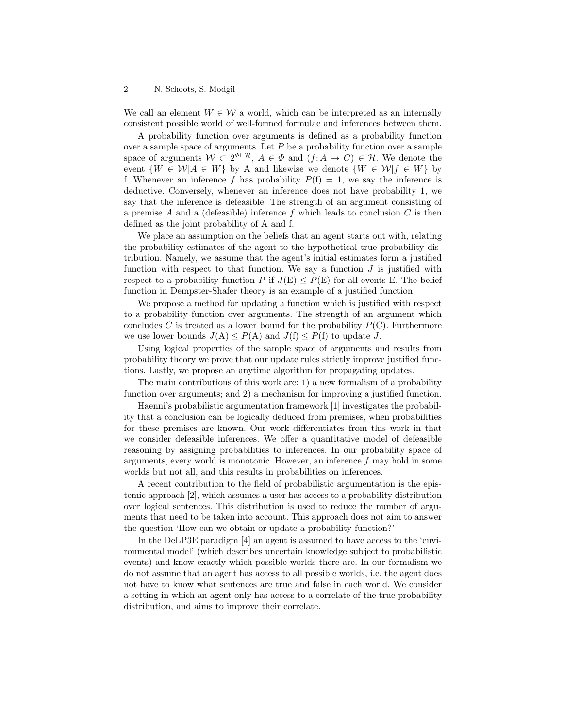We call an element $W \in \mathcal{W}$ a world, which can be interpreted as an internally consistent possible world of well-formed formulae and inferences between them.

A probability function over arguments is defined as a probability function over a sample space of arguments. Let $P$ be a probability function over a sample space of arguments $\mathcal{W} \subset 2^{\Phi \sqcup \mathcal{H}}$, $A \in \Phi$ and $(f \colon A \to C) \in \mathcal{H}$. We denote the event $\{W \in \mathcal{W} | A \in W\}$ by A and likewise we denote $\{W \in \mathcal{W} | f \in W\}$ by f. Whenever an inference $f$ has probability $P(\mathrm{f}) = 1$, we say the inference is deductive. Conversely, whenever an inference does not have probability 1, we say that the inference is defeasible. The strength of an argument consisting of a premise $A$ and a (defeasible) inference $f$ which leads to conclusion $C$ is then defined as the joint probability of A and f.

We place an assumption on the beliefs that an agent starts out with, relating the probability estimates of the agent to the hypothetical true probability distribution. Namely, we assume that the agent's initial estimates form a justified function with respect to that function. We say a function $J$ is justified with respect to a probability function $P$ if $J(\mathrm{E}) \leq P(\mathrm{E})$ for all events E. The belief function in Dempster-Shafer theory is an example of a justified function.

We propose a method for updating a function which is justified with respect to a probability function over arguments. The strength of an argument which concludes $C$ is treated as a lower bound for the probability $P(\mathrm{C})$. Furthermore we use lower bounds $J(\mathrm{A}) \leq P(\mathrm{A})$ and $J(\mathrm{f}) \leq P(\mathrm{f})$ to update $J$.

Using logical properties of the sample space of arguments and results from probability theory we prove that our update rules strictly improve justified functions. Lastly, we propose an anytime algorithm for propagating updates.

The main contributions of this work are: 1) a new formalism of a probability function over arguments; and 2) a mechanism for improving a justified function.

Haenni's probabilistic argumentation framework [1] investigates the probability that a conclusion can be logically deduced from premises, when probabilities for these premises are known. Our work differentiates from this work in that we consider defeasible inferences. We offer a quantitative model of defeasible reasoning by assigning probabilities to inferences. In our probability space of arguments, every world is monotonic. However, an inference $f$ may hold in some worlds but not all, and this results in probabilities on inferences.

A recent contribution to the field of probabilistic argumentation is the epistemic approach [2], which assumes a user has access to a probability distribution over logical sentences. This distribution is used to reduce the number of arguments that need to be taken into account. This approach does not aim to answer the question 'How can we obtain or update a probability function?'

In the DeLP3E paradigm [4] an agent is assumed to have access to the 'environmental model' (which describes uncertain knowledge subject to probabilistic events) and know exactly which possible worlds there are. In our formalism we do not assume that an agent has access to all possible worlds, i.e. the agent does not have to know what sentences are true and false in each world. We consider a setting in which an agent only has access to a correlate of the true probability distribution, and aims to improve their correlate.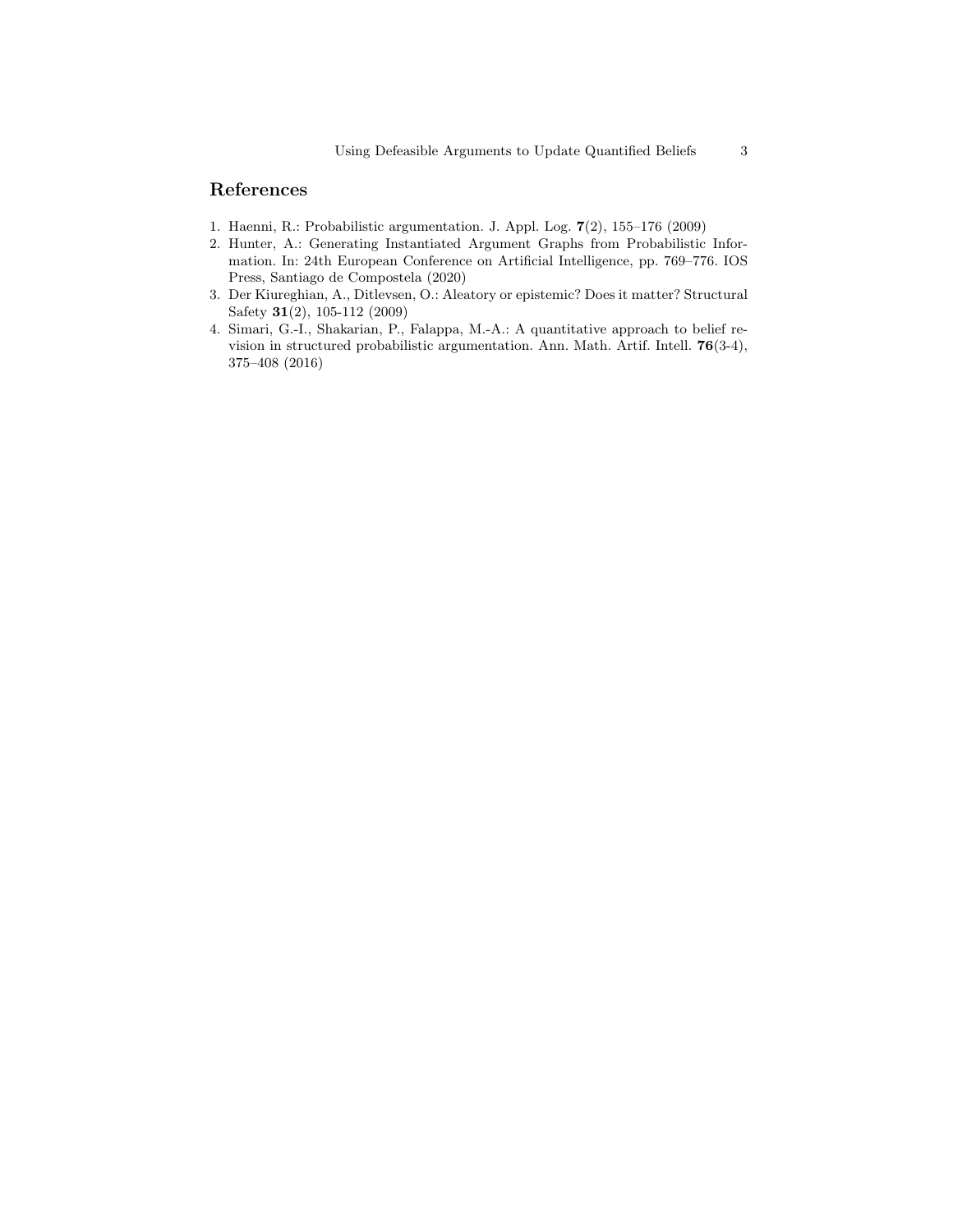## References

1. Haenni, R.: Probabilistic argumentation. J. Appl. Log. **7**(2), 155–176 (2009)
2. Hunter, A.: Generating Instantiated Argument Graphs from Probabilistic Information. In: 24th European Conference on Artificial Intelligence, pp. 769–776. IOS Press, Santiago de Compostela (2020)
3. Der Kiureghian, A., Ditlevsen, O.: Aleatory or epistemic? Does it matter? Structural Safety **31**(2), 105-112 (2009)
4. Simari, G.-I., Shakarian, P., Falappa, M.-A.: A quantitative approach to belief revision in structured probabilistic argumentation. Ann. Math. Artif. Intell. **76**(3-4), 375–408 (2016)